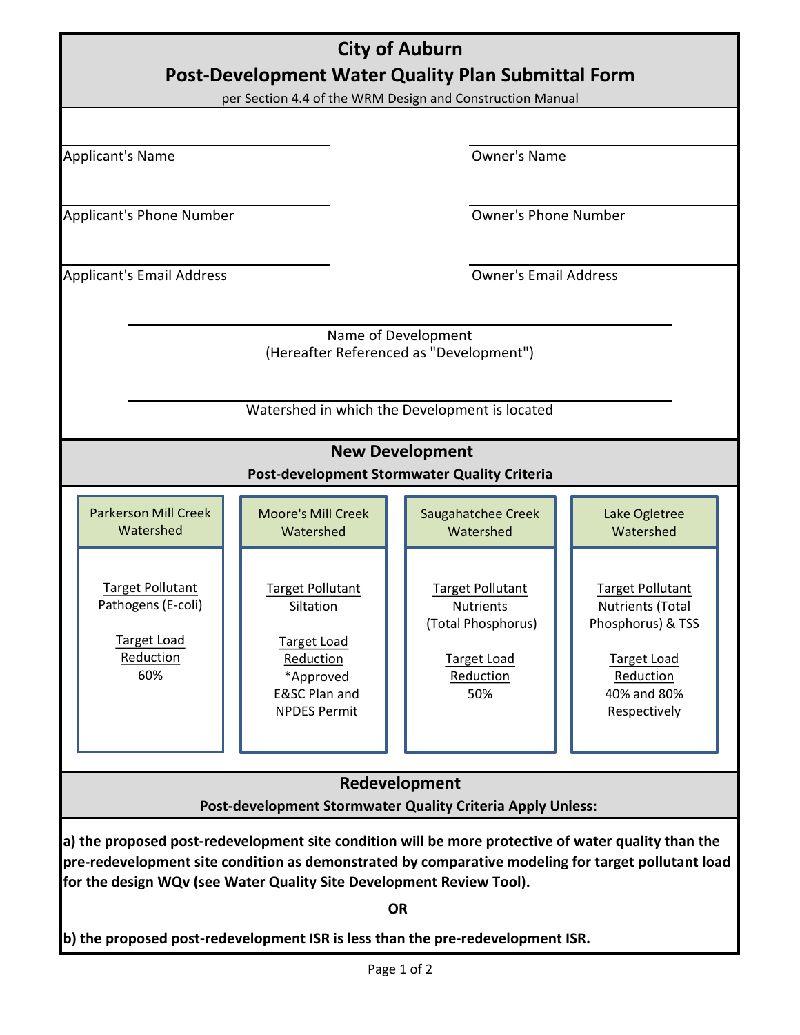# City of Auburn

## Post-Development Water Quality Plan Submittal Form

per Section 4.4 of the WRM Design and Construction Manual

Applicant's Name ______________________ Owner's Name ______________________

Applicant's Phone Number ______________________ Owner's Phone Number ______________________

Applicant's Email Address ______________________ Owner's Email Address ______________________

______________________

Name of Development
(Hereafter Referenced as "Development")

______________________

Watershed in which the Development is located

## New Development

**Post-development Stormwater Quality Criteria**

| Parkerson Mill Creek Watershed | Moore's Mill Creek Watershed | Saugahatchee Creek Watershed | Lake Ogletree Watershed |
|---|---|---|---|
| Target Pollutant<br>Pathogens (E-coli)<br><br>Target Load Reduction<br>60% | Target Pollutant<br>Siltation<br><br>Target Load Reduction<br>*Approved E&SC Plan and NPDES Permit | Target Pollutant<br>Nutrients (Total Phosphorus)<br><br>Target Load Reduction<br>50% | Target Pollutant<br>Nutrients (Total Phosphorus) & TSS<br><br>Target Load Reduction<br>40% and 80% Respectively |

## Redevelopment

**Post-development Stormwater Quality Criteria Apply Unless:**

**a) the proposed post-redevelopment site condition will be more protective of water quality than the pre-redevelopment site condition as demonstrated by comparative modeling for target pollutant load for the design WQv (see Water Quality Site Development Review Tool).**

**OR**

**b) the proposed post-redevelopment ISR is less than the pre-redevelopment ISR.**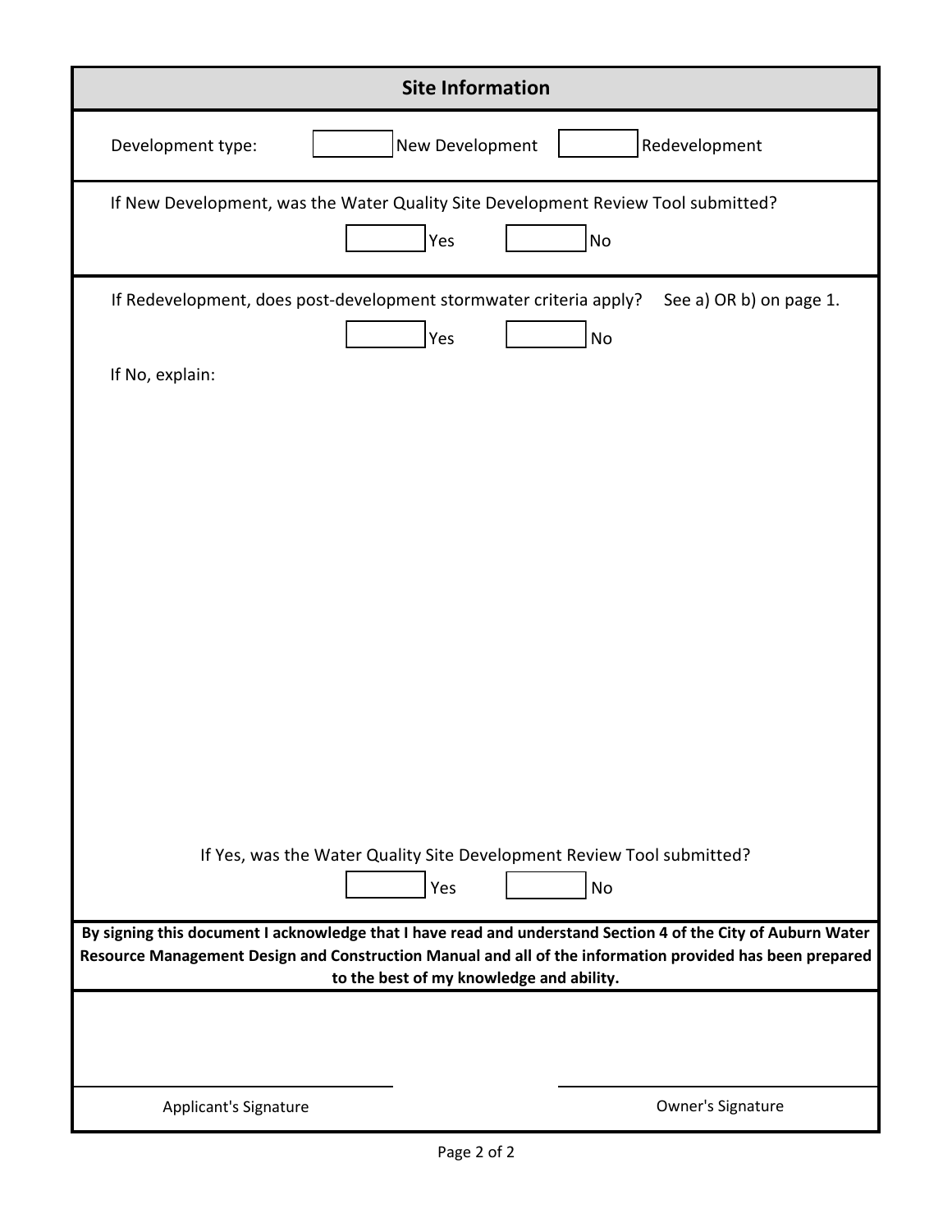## Site Information

Development type: ☐ New Development ☐ Redevelopment

If New Development, was the Water Quality Site Development Review Tool submitted?

☐ Yes ☐ No

If Redevelopment, does post-development stormwater criteria apply? See a) OR b) on page 1.

☐ Yes ☐ No

If No, explain:

If Yes, was the Water Quality Site Development Review Tool submitted?

☐ Yes ☐ No

**By signing this document I acknowledge that I have read and understand Section 4 of the City of Auburn Water Resource Management Design and Construction Manual and all of the information provided has been prepared to the best of my knowledge and ability.**

Applicant's Signature

Owner's Signature